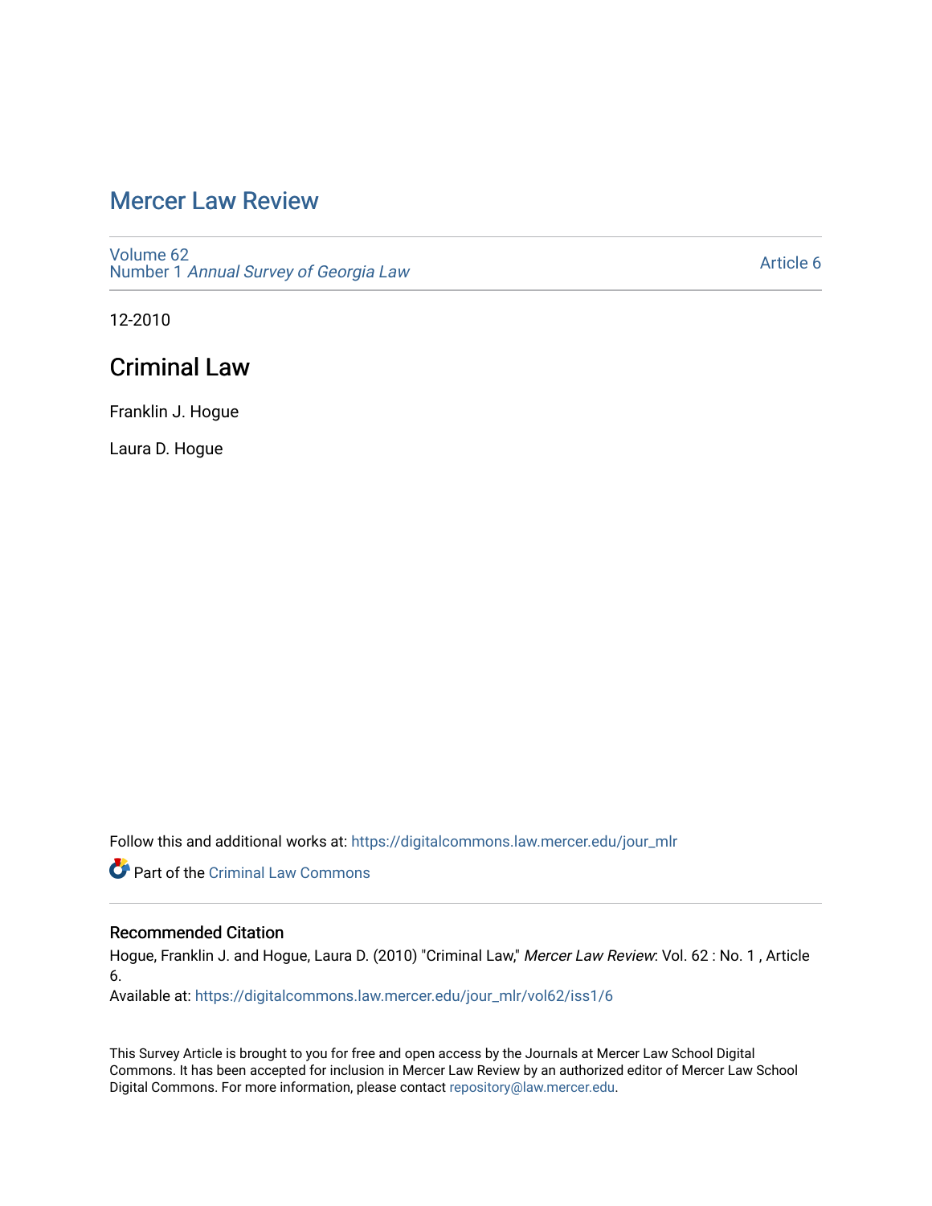# Mercer Law Review

Volume 62
Number 1 *Annual Survey of Georgia Law*

Article 6

12-2010

## Criminal Law

Franklin J. Hogue

Laura D. Hogue

Follow this and additional works at: https://digitalcommons.law.mercer.edu/jour_mlr

Part of the Criminal Law Commons

### Recommended Citation

Hogue, Franklin J. and Hogue, Laura D. (2010) "Criminal Law," *Mercer Law Review*: Vol. 62 : No. 1 , Article 6.
Available at: https://digitalcommons.law.mercer.edu/jour_mlr/vol62/iss1/6

This Survey Article is brought to you for free and open access by the Journals at Mercer Law School Digital Commons. It has been accepted for inclusion in Mercer Law Review by an authorized editor of Mercer Law School Digital Commons. For more information, please contact repository@law.mercer.edu.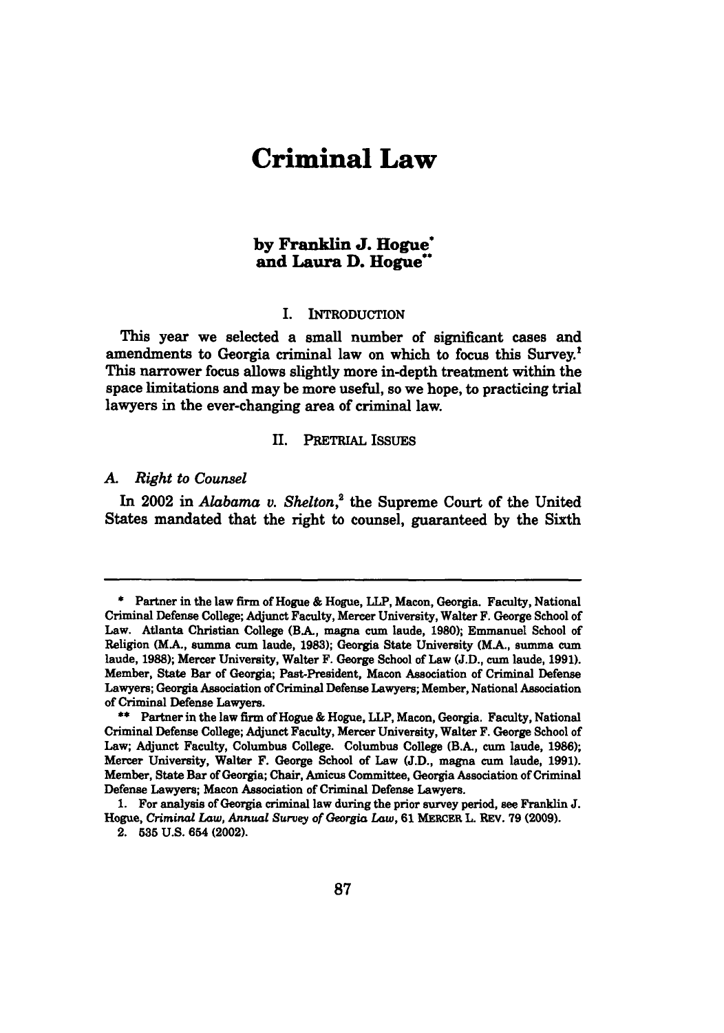# Criminal Law

## by Franklin J. Hogue* and Laura D. Hogue**

### I. INTRODUCTION

This year we selected a small number of significant cases and amendments to Georgia criminal law on which to focus this Survey.[1] This narrower focus allows slightly more in-depth treatment within the space limitations and may be more useful, so we hope, to practicing trial lawyers in the ever-changing area of criminal law.

### II. PRETRIAL ISSUES

#### A. *Right to Counsel*

In 2002 in *Alabama v. Shelton*,[2] the Supreme Court of the United States mandated that the right to counsel, guaranteed by the Sixth

---

\* Partner in the law firm of Hogue & Hogue, LLP, Macon, Georgia. Faculty, National Criminal Defense College; Adjunct Faculty, Mercer University, Walter F. George School of Law. Atlanta Christian College (B.A., magna cum laude, 1980); Emmanuel School of Religion (M.A., summa cum laude, 1983); Georgia State University (M.A., summa cum laude, 1988); Mercer University, Walter F. George School of Law (J.D., cum laude, 1991). Member, State Bar of Georgia; Past-President, Macon Association of Criminal Defense Lawyers; Georgia Association of Criminal Defense Lawyers; Member, National Association of Criminal Defense Lawyers.

\*\* Partner in the law firm of Hogue & Hogue, LLP, Macon, Georgia. Faculty, National Criminal Defense College; Adjunct Faculty, Mercer University, Walter F. George School of Law; Adjunct Faculty, Columbus College. Columbus College (B.A., cum laude, 1986); Mercer University, Walter F. George School of Law (J.D., magna cum laude, 1991). Member, State Bar of Georgia; Chair, Amicus Committee, Georgia Association of Criminal Defense Lawyers; Macon Association of Criminal Defense Lawyers.

1. For analysis of Georgia criminal law during the prior survey period, see Franklin J. Hogue, *Criminal Law, Annual Survey of Georgia Law*, 61 MERCER L. REV. 79 (2009).

2. 535 U.S. 654 (2002).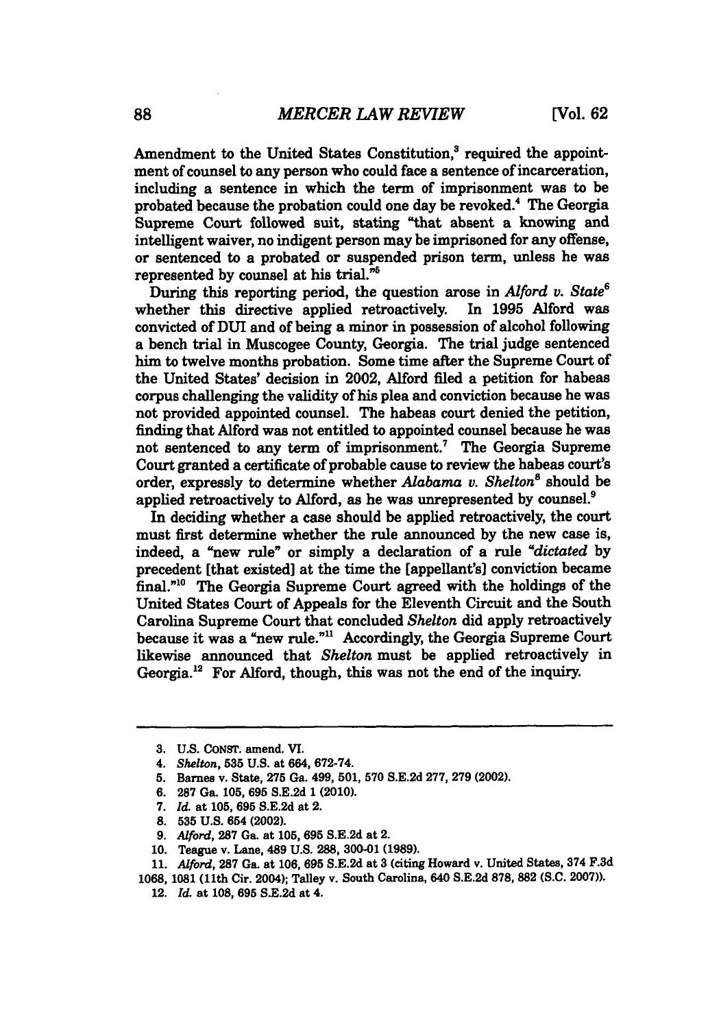Amendment to the United States Constitution,[3] required the appointment of counsel to any person who could face a sentence of incarceration, including a sentence in which the term of imprisonment was to be probated because the probation could one day be revoked.[4] The Georgia Supreme Court followed suit, stating "that absent a knowing and intelligent waiver, no indigent person may be imprisoned for any offense, or sentenced to a probated or suspended prison term, unless he was represented by counsel at his trial."[5]

During this reporting period, the question arose in *Alford v. State*[6] whether this directive applied retroactively. In 1995 Alford was convicted of DUI and of being a minor in possession of alcohol following a bench trial in Muscogee County, Georgia. The trial judge sentenced him to twelve months probation. Some time after the Supreme Court of the United States' decision in 2002, Alford filed a petition for habeas corpus challenging the validity of his plea and conviction because he was not provided appointed counsel. The habeas court denied the petition, finding that Alford was not entitled to appointed counsel because he was not sentenced to any term of imprisonment.[7] The Georgia Supreme Court granted a certificate of probable cause to review the habeas court's order, expressly to determine whether *Alabama v. Shelton*[8] should be applied retroactively to Alford, as he was unrepresented by counsel.[9]

In deciding whether a case should be applied retroactively, the court must first determine whether the rule announced by the new case is, indeed, a "new rule" or simply a declaration of a rule "*dictated* by precedent [that existed] at the time the [appellant's] conviction became final."[10] The Georgia Supreme Court agreed with the holdings of the United States Court of Appeals for the Eleventh Circuit and the South Carolina Supreme Court that concluded *Shelton* did apply retroactively because it was a "new rule."[11] Accordingly, the Georgia Supreme Court likewise announced that *Shelton* must be applied retroactively in Georgia.[12] For Alford, though, this was not the end of the inquiry.

---

3. U.S. CONST. amend. VI.
4. *Shelton*, 535 U.S. at 664, 672-74.
5. Barnes v. State, 275 Ga. 499, 501, 570 S.E.2d 277, 279 (2002).
6. 287 Ga. 105, 695 S.E.2d 1 (2010).
7. *Id.* at 105, 695 S.E.2d at 2.
8. 535 U.S. 654 (2002).
9. *Alford*, 287 Ga. at 105, 695 S.E.2d at 2.
10. Teague v. Lane, 489 U.S. 288, 300-01 (1989).
11. *Alford*, 287 Ga. at 106, 695 S.E.2d at 3 (citing Howard v. United States, 374 F.3d 1068, 1081 (11th Cir. 2004); Talley v. South Carolina, 640 S.E.2d 878, 882 (S.C. 2007)).
12. *Id.* at 108, 695 S.E.2d at 4.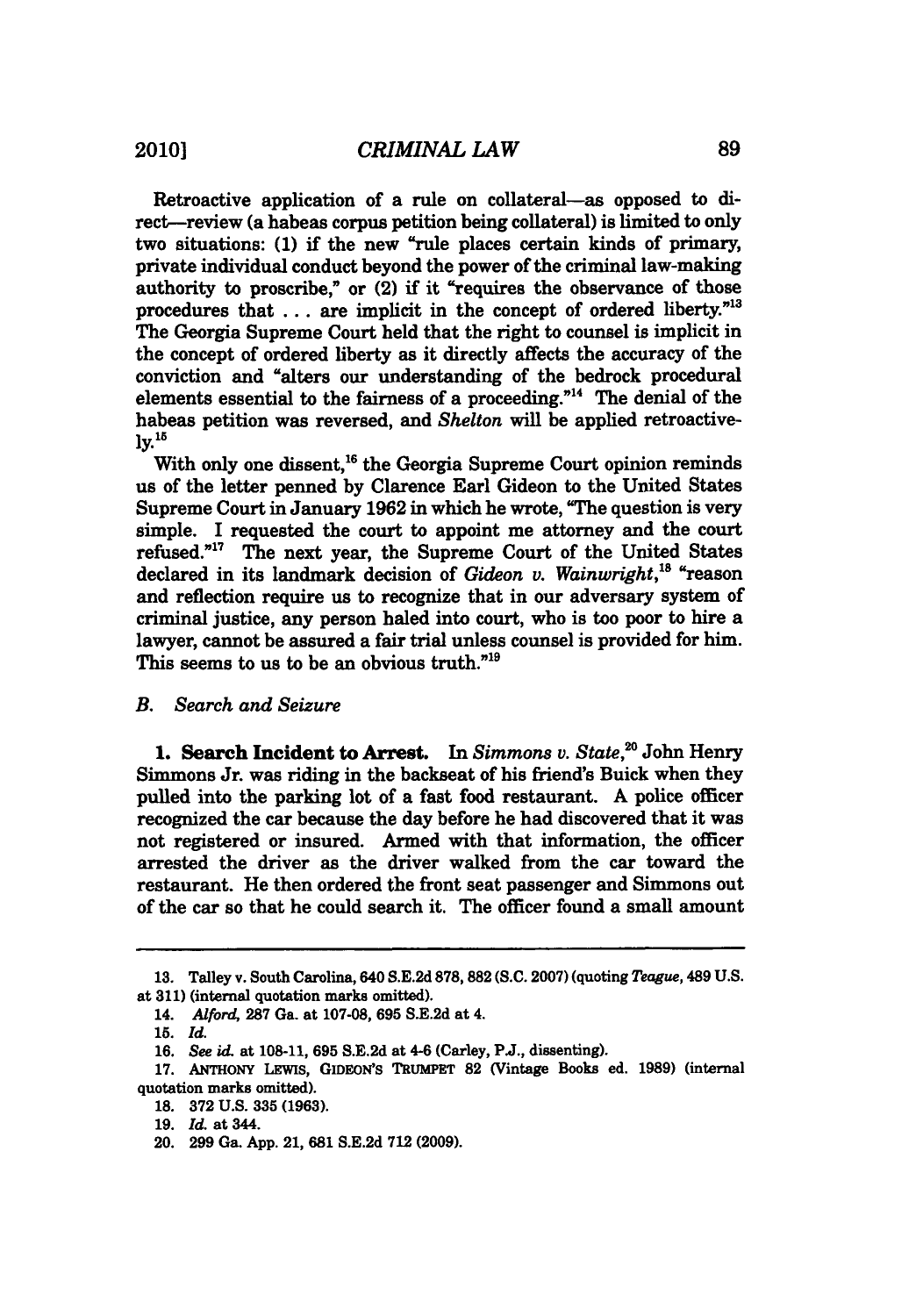Retroactive application of a rule on collateral—as opposed to direct—review (a habeas corpus petition being collateral) is limited to only two situations: (1) if the new "rule places certain kinds of primary, private individual conduct beyond the power of the criminal law-making authority to proscribe," or (2) if it "requires the observance of those procedures that . . . are implicit in the concept of ordered liberty."[13] The Georgia Supreme Court held that the right to counsel is implicit in the concept of ordered liberty as it directly affects the accuracy of the conviction and "alters our understanding of the bedrock procedural elements essential to the fairness of a proceeding."[14] The denial of the habeas petition was reversed, and *Shelton* will be applied retroactively.[15]

With only one dissent,[16] the Georgia Supreme Court opinion reminds us of the letter penned by Clarence Earl Gideon to the United States Supreme Court in January 1962 in which he wrote, "The question is very simple. I requested the court to appoint me attorney and the court refused."[17] The next year, the Supreme Court of the United States declared in its landmark decision of *Gideon v. Wainwright*,[18] "reason and reflection require us to recognize that in our adversary system of criminal justice, any person haled into court, who is too poor to hire a lawyer, cannot be assured a fair trial unless counsel is provided for him. This seems to us to be an obvious truth."[19]

### *B. Search and Seizure*

**1. Search Incident to Arrest.** In *Simmons v. State*,[20] John Henry Simmons Jr. was riding in the backseat of his friend's Buick when they pulled into the parking lot of a fast food restaurant. A police officer recognized the car because the day before he had discovered that it was not registered or insured. Armed with that information, the officer arrested the driver as the driver walked from the car toward the restaurant. He then ordered the front seat passenger and Simmons out of the car so that he could search it. The officer found a small amount

---

13. Talley v. South Carolina, 640 S.E.2d 878, 882 (S.C. 2007) (quoting *Teague*, 489 U.S. at 311) (internal quotation marks omitted).

14. *Alford*, 287 Ga. at 107-08, 695 S.E.2d at 4.

15. *Id.*

16. *See id.* at 108-11, 695 S.E.2d at 4-6 (Carley, P.J., dissenting).

17. ANTHONY LEWIS, GIDEON'S TRUMPET 82 (Vintage Books ed. 1989) (internal quotation marks omitted).

18. 372 U.S. 335 (1963).

19. *Id.* at 344.

20. 299 Ga. App. 21, 681 S.E.2d 712 (2009).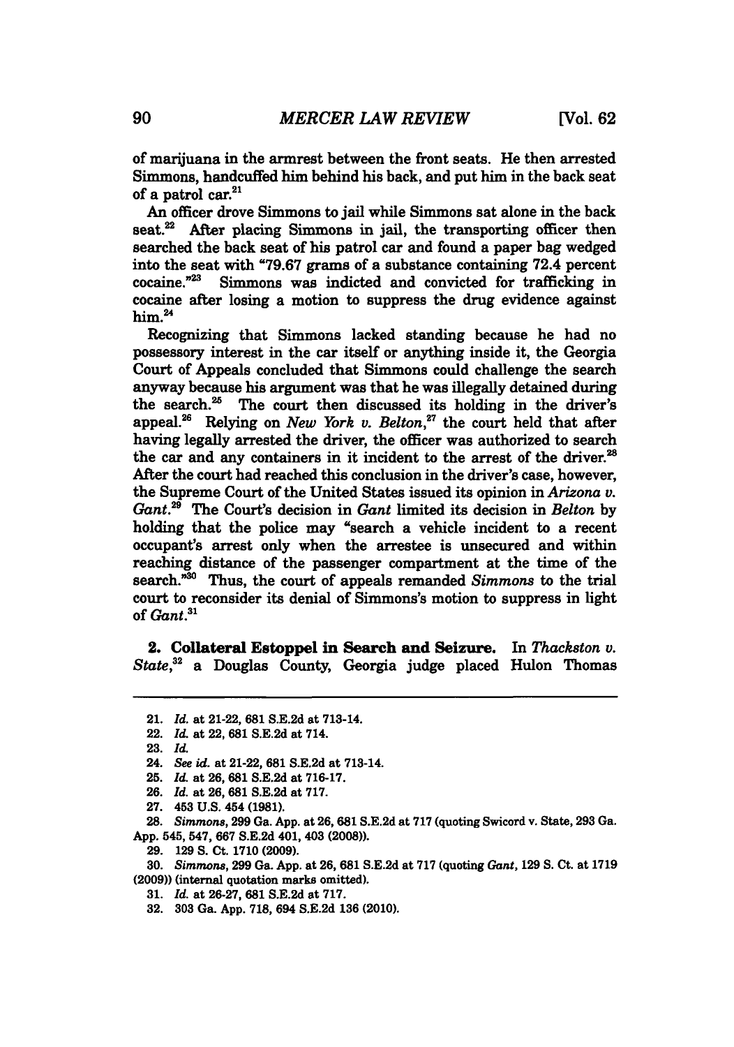of marijuana in the armrest between the front seats. He then arrested Simmons, handcuffed him behind his back, and put him in the back seat of a patrol car.[21]

An officer drove Simmons to jail while Simmons sat alone in the back seat.[22] After placing Simmons in jail, the transporting officer then searched the back seat of his patrol car and found a paper bag wedged into the seat with "79.67 grams of a substance containing 72.4 percent cocaine."[23] Simmons was indicted and convicted for trafficking in cocaine after losing a motion to suppress the drug evidence against him.[24]

Recognizing that Simmons lacked standing because he had no possessory interest in the car itself or anything inside it, the Georgia Court of Appeals concluded that Simmons could challenge the search anyway because his argument was that he was illegally detained during the search.[25] The court then discussed its holding in the driver's appeal.[26] Relying on *New York v. Belton*,[27] the court held that after having legally arrested the driver, the officer was authorized to search the car and any containers in it incident to the arrest of the driver.[28] After the court had reached this conclusion in the driver's case, however, the Supreme Court of the United States issued its opinion in *Arizona v. Gant*.[29] The Court's decision in *Gant* limited its decision in *Belton* by holding that the police may "search a vehicle incident to a recent occupant's arrest only when the arrestee is unsecured and within reaching distance of the passenger compartment at the time of the search."[30] Thus, the court of appeals remanded *Simmons* to the trial court to reconsider its denial of Simmons's motion to suppress in light of *Gant*.[31]

**2. Collateral Estoppel in Search and Seizure.** In *Thackston v. State*,[32] a Douglas County, Georgia judge placed Hulon Thomas

---

21. *Id.* at 21-22, 681 S.E.2d at 713-14.

22. *Id.* at 22, 681 S.E.2d at 714.

23. *Id.*

24. *See id.* at 21-22, 681 S.E.2d at 713-14.

25. *Id.* at 26, 681 S.E.2d at 716-17.

26. *Id.* at 26, 681 S.E.2d at 717.

27. 453 U.S. 454 (1981).

28. *Simmons*, 299 Ga. App. at 26, 681 S.E.2d at 717 (quoting Swicord v. State, 293 Ga. App. 545, 547, 667 S.E.2d 401, 403 (2008)).

29. 129 S. Ct. 1710 (2009).

30. *Simmons*, 299 Ga. App. at 26, 681 S.E.2d at 717 (quoting *Gant*, 129 S. Ct. at 1719 (2009)) (internal quotation marks omitted).

31. *Id.* at 26-27, 681 S.E.2d at 717.

32. 303 Ga. App. 718, 694 S.E.2d 136 (2010).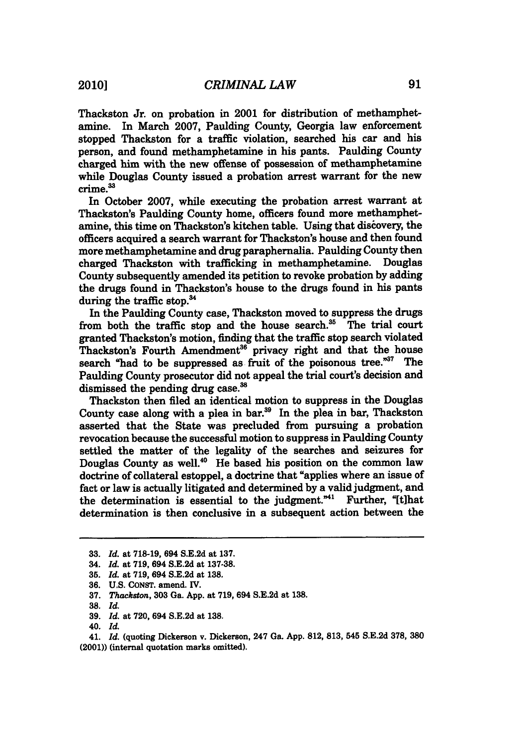Thackston Jr. on probation in 2001 for distribution of methamphetamine. In March 2007, Paulding County, Georgia law enforcement stopped Thackston for a traffic violation, searched his car and his person, and found methamphetamine in his pants. Paulding County charged him with the new offense of possession of methamphetamine while Douglas County issued a probation arrest warrant for the new crime.[33]

In October 2007, while executing the probation arrest warrant at Thackston's Paulding County home, officers found more methamphetamine, this time on Thackston's kitchen table. Using that discovery, the officers acquired a search warrant for Thackston's house and then found more methamphetamine and drug paraphernalia. Paulding County then charged Thackston with trafficking in methamphetamine. Douglas County subsequently amended its petition to revoke probation by adding the drugs found in Thackston's house to the drugs found in his pants during the traffic stop.[34]

In the Paulding County case, Thackston moved to suppress the drugs from both the traffic stop and the house search.[35] The trial court granted Thackston's motion, finding that the traffic stop search violated Thackston's Fourth Amendment[36] privacy right and that the house search "had to be suppressed as fruit of the poisonous tree."[37] The Paulding County prosecutor did not appeal the trial court's decision and dismissed the pending drug case.[38]

Thackston then filed an identical motion to suppress in the Douglas County case along with a plea in bar.[39] In the plea in bar, Thackston asserted that the State was precluded from pursuing a probation revocation because the successful motion to suppress in Paulding County settled the matter of the legality of the searches and seizures for Douglas County as well.[40] He based his position on the common law doctrine of collateral estoppel, a doctrine that "applies where an issue of fact or law is actually litigated and determined by a valid judgment, and the determination is essential to the judgment."[41] Further, "[t]hat determination is then conclusive in a subsequent action between the

---

33. *Id.* at 718-19, 694 S.E.2d at 137.
34. *Id.* at 719, 694 S.E.2d at 137-38.
35. *Id.* at 719, 694 S.E.2d at 138.
36. U.S. CONST. amend. IV.
37. *Thackston*, 303 Ga. App. at 719, 694 S.E.2d at 138.
38. *Id.*
39. *Id.* at 720, 694 S.E.2d at 138.
40. *Id.*
41. *Id.* (quoting Dickerson v. Dickerson, 247 Ga. App. 812, 813, 545 S.E.2d 378, 380 (2001)) (internal quotation marks omitted).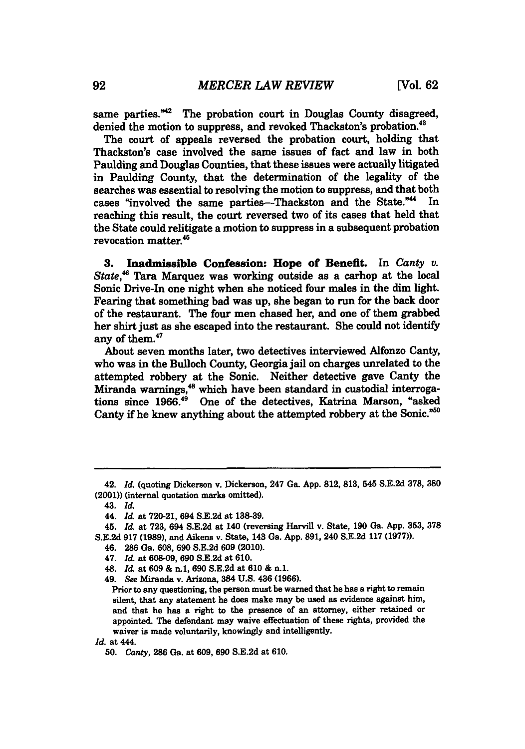same parties."[42] The probation court in Douglas County disagreed, denied the motion to suppress, and revoked Thackston's probation.[43]

The court of appeals reversed the probation court, holding that Thackston's case involved the same issues of fact and law in both Paulding and Douglas Counties, that these issues were actually litigated in Paulding County, that the determination of the legality of the searches was essential to resolving the motion to suppress, and that both cases "involved the same parties—Thackston and the State."[44] In reaching this result, the court reversed two of its cases that held that the State could relitigate a motion to suppress in a subsequent probation revocation matter.[45]

**3. Inadmissible Confession: Hope of Benefit.** In *Canty v. State*,[46] Tara Marquez was working outside as a carhop at the local Sonic Drive-In one night when she noticed four males in the dim light. Fearing that something bad was up, she began to run for the back door of the restaurant. The four men chased her, and one of them grabbed her shirt just as she escaped into the restaurant. She could not identify any of them.[47]

About seven months later, two detectives interviewed Alfonzo Canty, who was in the Bulloch County, Georgia jail on charges unrelated to the attempted robbery at the Sonic. Neither detective gave Canty the Miranda warnings,[48] which have been standard in custodial interrogations since 1966.[49] One of the detectives, Katrina Marson, "asked Canty if he knew anything about the attempted robbery at the Sonic."[50]

---

42. *Id.* (quoting Dickerson v. Dickerson, 247 Ga. App. 812, 813, 545 S.E.2d 378, 380 (2001)) (internal quotation marks omitted).

43. *Id.*

44. *Id.* at 720-21, 694 S.E.2d at 138-39.

45. *Id.* at 723, 694 S.E.2d at 140 (reversing Harvill v. State, 190 Ga. App. 353, 378 S.E.2d 917 (1989), and Aikens v. State, 143 Ga. App. 891, 240 S.E.2d 117 (1977)).

46. 286 Ga. 608, 690 S.E.2d 609 (2010).

47. *Id.* at 608-09, 690 S.E.2d at 610.

48. *Id.* at 609 & n.1, 690 S.E.2d at 610 & n.1.

49. *See* Miranda v. Arizona, 384 U.S. 436 (1966).

> Prior to any questioning, the person must be warned that he has a right to remain silent, that any statement he does make may be used as evidence against him, and that he has a right to the presence of an attorney, either retained or appointed. The defendant may waive effectuation of these rights, provided the waiver is made voluntarily, knowingly and intelligently.

*Id.* at 444.

50. *Canty*, 286 Ga. at 609, 690 S.E.2d at 610.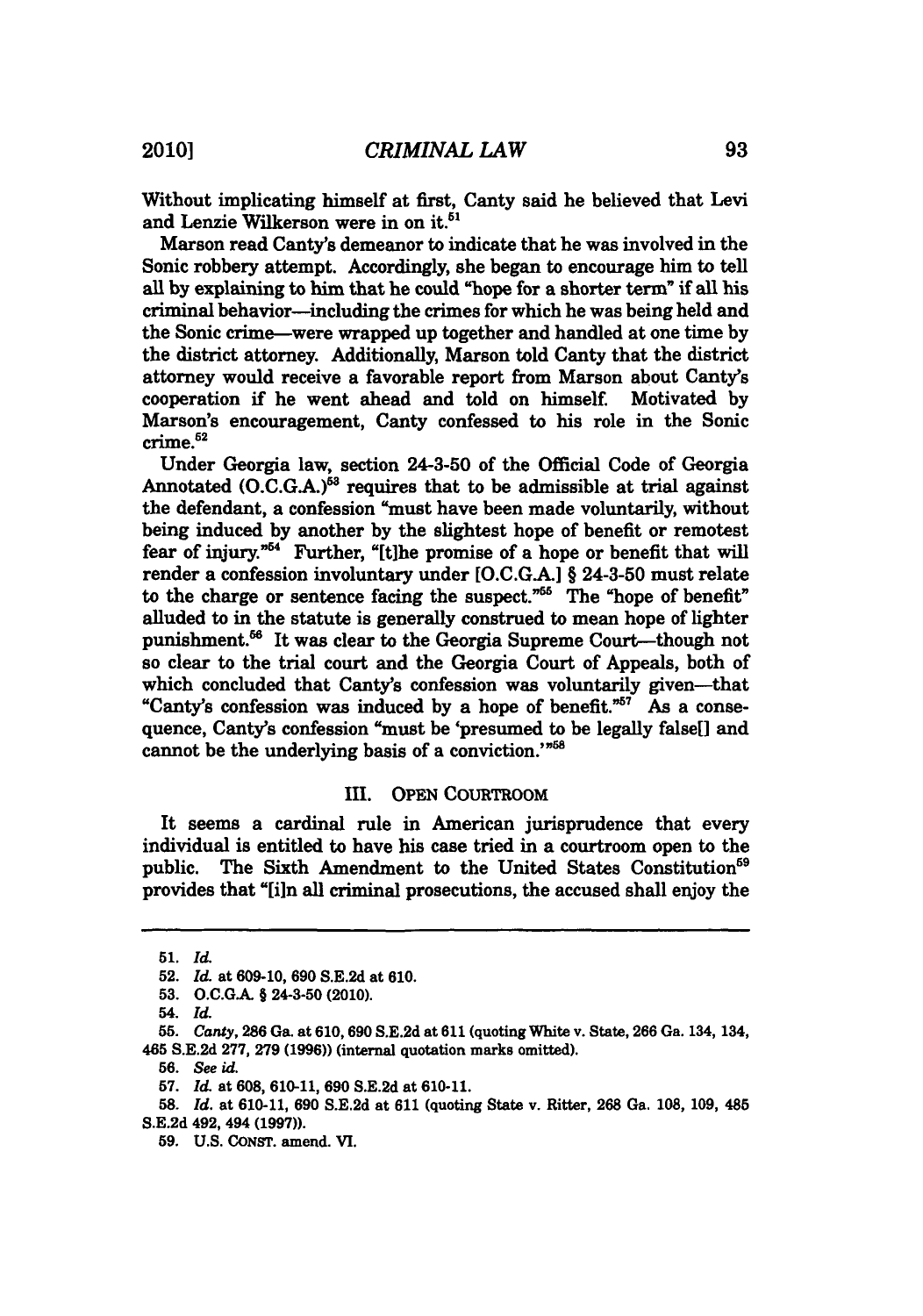Without implicating himself at first, Canty said he believed that Levi and Lenzie Wilkerson were in on it.[51]

Marson read Canty's demeanor to indicate that he was involved in the Sonic robbery attempt. Accordingly, she began to encourage him to tell all by explaining to him that he could "hope for a shorter term" if all his criminal behavior—including the crimes for which he was being held and the Sonic crime—were wrapped up together and handled at one time by the district attorney. Additionally, Marson told Canty that the district attorney would receive a favorable report from Marson about Canty's cooperation if he went ahead and told on himself. Motivated by Marson's encouragement, Canty confessed to his role in the Sonic crime.[52]

Under Georgia law, section 24-3-50 of the Official Code of Georgia Annotated (O.C.G.A.)[53] requires that to be admissible at trial against the defendant, a confession "must have been made voluntarily, without being induced by another by the slightest hope of benefit or remotest fear of injury."[54] Further, "[t]he promise of a hope or benefit that will render a confession involuntary under [O.C.G.A.] § 24-3-50 must relate to the charge or sentence facing the suspect."[55] The "hope of benefit" alluded to in the statute is generally construed to mean hope of lighter punishment.[56] It was clear to the Georgia Supreme Court—though not so clear to the trial court and the Georgia Court of Appeals, both of which concluded that Canty's confession was voluntarily given—that "Canty's confession was induced by a hope of benefit."[57] As a consequence, Canty's confession "must be 'presumed to be legally false[] and cannot be the underlying basis of a conviction.'"[58]

## III. OPEN COURTROOM

It seems a cardinal rule in American jurisprudence that every individual is entitled to have his case tried in a courtroom open to the public. The Sixth Amendment to the United States Constitution[59] provides that "[i]n all criminal prosecutions, the accused shall enjoy the

---

51. *Id.*

52. *Id.* at 609-10, 690 S.E.2d at 610.

53. O.C.G.A. § 24-3-50 (2010).

54. *Id.*

55. *Canty*, 286 Ga. at 610, 690 S.E.2d at 611 (quoting White v. State, 266 Ga. 134, 134, 465 S.E.2d 277, 279 (1996)) (internal quotation marks omitted).

56. *See id.*

57. *Id.* at 608, 610-11, 690 S.E.2d at 610-11.

58. *Id.* at 610-11, 690 S.E.2d at 611 (quoting State v. Ritter, 268 Ga. 108, 109, 485 S.E.2d 492, 494 (1997)).

59. U.S. CONST. amend. VI.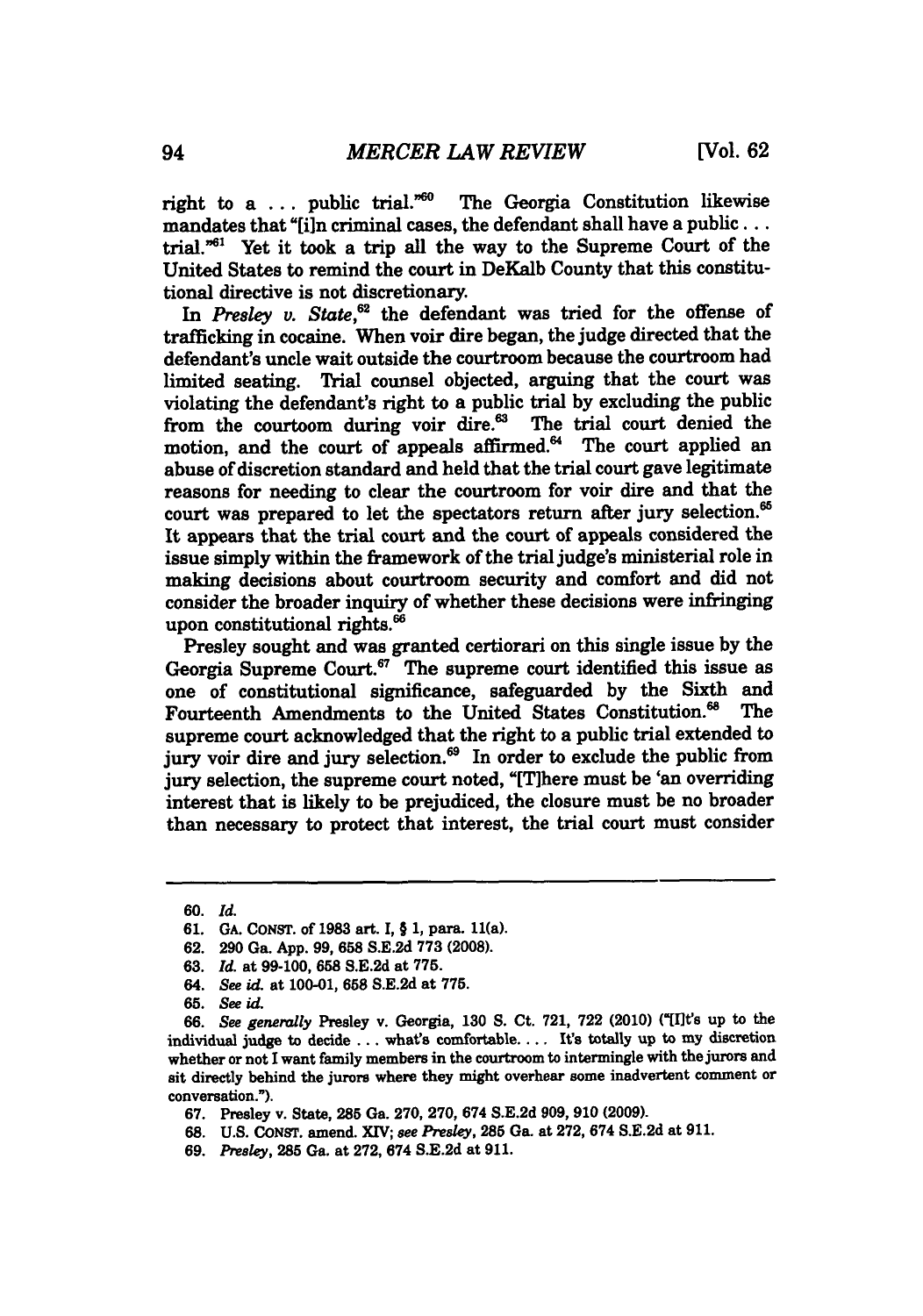right to a . . . public trial."[60] The Georgia Constitution likewise mandates that "[i]n criminal cases, the defendant shall have a public . . . trial."[61] Yet it took a trip all the way to the Supreme Court of the United States to remind the court in DeKalb County that this constitutional directive is not discretionary.

In *Presley v. State*,[62] the defendant was tried for the offense of trafficking in cocaine. When voir dire began, the judge directed that the defendant's uncle wait outside the courtroom because the courtroom had limited seating. Trial counsel objected, arguing that the court was violating the defendant's right to a public trial by excluding the public from the courtoom during voir dire.[63] The trial court denied the motion, and the court of appeals affirmed.[64] The court applied an abuse of discretion standard and held that the trial court gave legitimate reasons for needing to clear the courtroom for voir dire and that the court was prepared to let the spectators return after jury selection.[65] It appears that the trial court and the court of appeals considered the issue simply within the framework of the trial judge's ministerial role in making decisions about courtroom security and comfort and did not consider the broader inquiry of whether these decisions were infringing upon constitutional rights.[66]

Presley sought and was granted certiorari on this single issue by the Georgia Supreme Court.[67] The supreme court identified this issue as one of constitutional significance, safeguarded by the Sixth and Fourteenth Amendments to the United States Constitution.[68] The supreme court acknowledged that the right to a public trial extended to jury voir dire and jury selection.[69] In order to exclude the public from jury selection, the supreme court noted, "[T]here must be 'an overriding interest that is likely to be prejudiced, the closure must be no broader than necessary to protect that interest, the trial court must consider

---

60. *Id.*

61. GA. CONST. of 1983 art. I, § 1, para. 11(a).

62. 290 Ga. App. 99, 658 S.E.2d 773 (2008).

63. *Id.* at 99-100, 658 S.E.2d at 775.

64. *See id.* at 100-01, 658 S.E.2d at 775.

65. *See id.*

66. *See generally* Presley v. Georgia, 130 S. Ct. 721, 722 (2010) ("[I]t's up to the individual judge to decide . . . what's comfortable. . . . It's totally up to my discretion whether or not I want family members in the courtroom to intermingle with the jurors and sit directly behind the jurors where they might overhear some inadvertent comment or conversation.").

67. Presley v. State, 285 Ga. 270, 270, 674 S.E.2d 909, 910 (2009).

68. U.S. CONST. amend. XIV; *see Presley*, 285 Ga. at 272, 674 S.E.2d at 911.

69. *Presley*, 285 Ga. at 272, 674 S.E.2d at 911.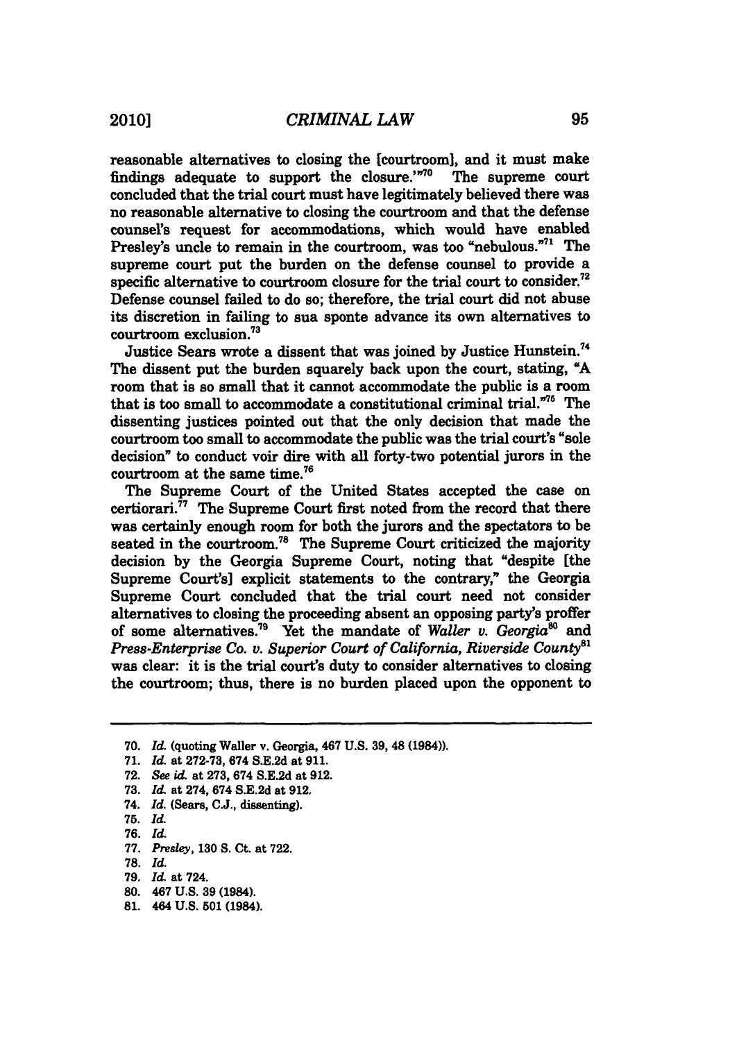reasonable alternatives to closing the [courtroom], and it must make findings adequate to support the closure.'"[70] The supreme court concluded that the trial court must have legitimately believed there was no reasonable alternative to closing the courtroom and that the defense counsel's request for accommodations, which would have enabled Presley's uncle to remain in the courtroom, was too "nebulous."[71] The supreme court put the burden on the defense counsel to provide a specific alternative to courtroom closure for the trial court to consider.[72] Defense counsel failed to do so; therefore, the trial court did not abuse its discretion in failing to sua sponte advance its own alternatives to courtroom exclusion.[73]

Justice Sears wrote a dissent that was joined by Justice Hunstein.[74] The dissent put the burden squarely back upon the court, stating, "A room that is so small that it cannot accommodate the public is a room that is too small to accommodate a constitutional criminal trial."[75] The dissenting justices pointed out that the only decision that made the courtroom too small to accommodate the public was the trial court's "sole decision" to conduct voir dire with all forty-two potential jurors in the courtroom at the same time.[76]

The Supreme Court of the United States accepted the case on certiorari.[77] The Supreme Court first noted from the record that there was certainly enough room for both the jurors and the spectators to be seated in the courtroom.[78] The Supreme Court criticized the majority decision by the Georgia Supreme Court, noting that "despite [the Supreme Court's] explicit statements to the contrary," the Georgia Supreme Court concluded that the trial court need not consider alternatives to closing the proceeding absent an opposing party's proffer of some alternatives.[79] Yet the mandate of *Waller v. Georgia*[80] and *Press-Enterprise Co. v. Superior Court of California, Riverside County*[81] was clear: it is the trial court's duty to consider alternatives to closing the courtroom; thus, there is no burden placed upon the opponent to

---

70. *Id.* (quoting Waller v. Georgia, 467 U.S. 39, 48 (1984)).
71. *Id.* at 272-73, 674 S.E.2d at 911.
72. *See id.* at 273, 674 S.E.2d at 912.
73. *Id.* at 274, 674 S.E.2d at 912.
74. *Id.* (Sears, C.J., dissenting).
75. *Id.*
76. *Id.*
77. *Presley*, 130 S. Ct. at 722.
78. *Id.*
79. *Id.* at 724.
80. 467 U.S. 39 (1984).
81. 464 U.S. 501 (1984).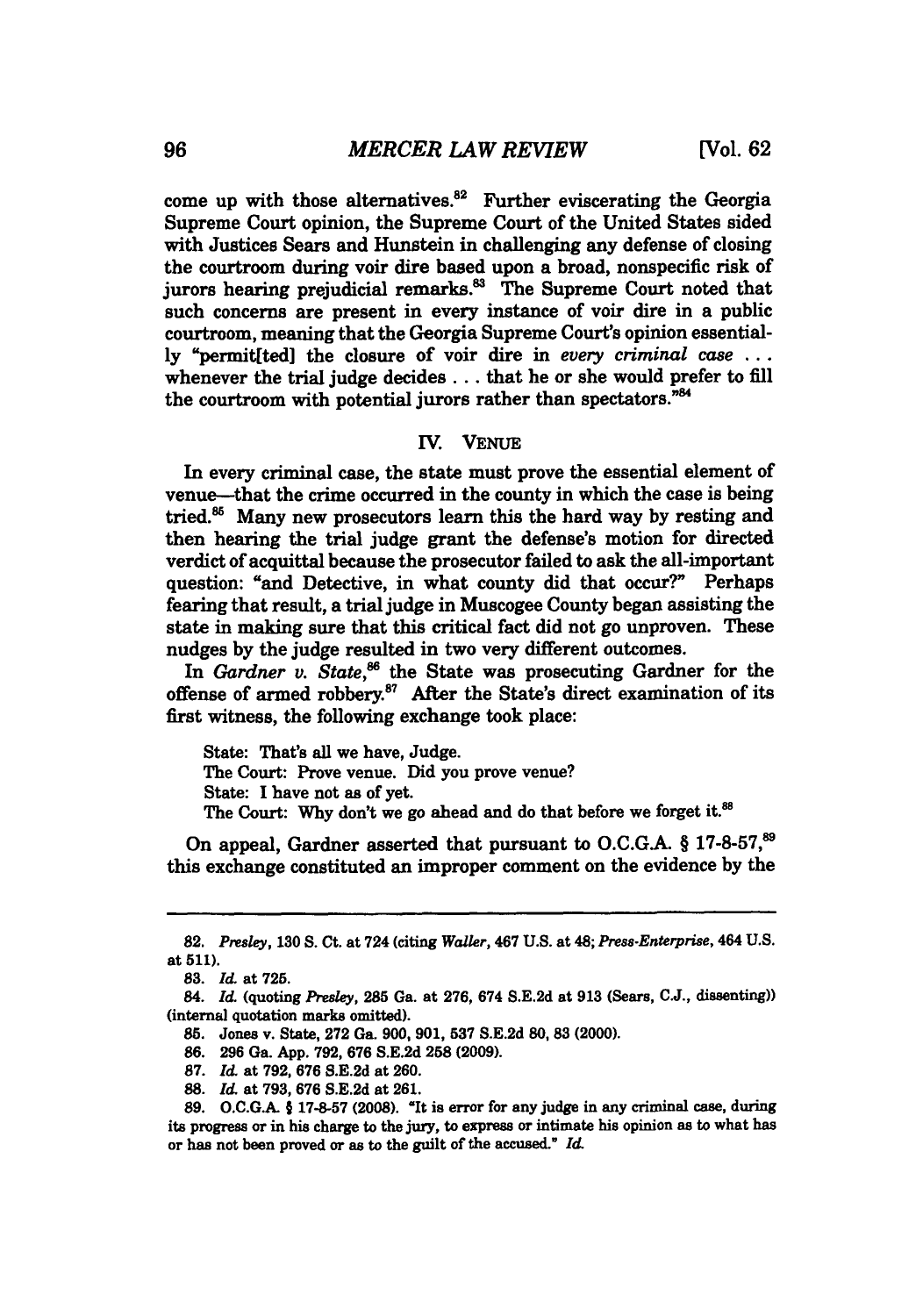come up with those alternatives.[82] Further eviscerating the Georgia Supreme Court opinion, the Supreme Court of the United States sided with Justices Sears and Hunstein in challenging any defense of closing the courtroom during voir dire based upon a broad, nonspecific risk of jurors hearing prejudicial remarks.[83] The Supreme Court noted that such concerns are present in every instance of voir dire in a public courtroom, meaning that the Georgia Supreme Court's opinion essentially "permit[ted] the closure of voir dire in *every criminal case* . . . whenever the trial judge decides . . . that he or she would prefer to fill the courtroom with potential jurors rather than spectators."[84]

## IV. VENUE

In every criminal case, the state must prove the essential element of venue—that the crime occurred in the county in which the case is being tried.[85] Many new prosecutors learn this the hard way by resting and then hearing the trial judge grant the defense's motion for directed verdict of acquittal because the prosecutor failed to ask the all-important question: "and Detective, in what county did that occur?" Perhaps fearing that result, a trial judge in Muscogee County began assisting the state in making sure that this critical fact did not go unproven. These nudges by the judge resulted in two very different outcomes.

In *Gardner v. State*,[86] the State was prosecuting Gardner for the offense of armed robbery.[87] After the State's direct examination of its first witness, the following exchange took place:

> State: That's all we have, Judge.
> The Court: Prove venue. Did you prove venue?
> State: I have not as of yet.
> The Court: Why don't we go ahead and do that before we forget it.[88]

On appeal, Gardner asserted that pursuant to O.C.G.A. § 17-8-57,[89] this exchange constituted an improper comment on the evidence by the

---

82. *Presley*, 130 S. Ct. at 724 (citing *Waller*, 467 U.S. at 48; *Press-Enterprise*, 464 U.S. at 511).

83. *Id.* at 725.

84. *Id.* (quoting *Presley*, 285 Ga. at 276, 674 S.E.2d at 913 (Sears, C.J., dissenting)) (internal quotation marks omitted).

85. Jones v. State, 272 Ga. 900, 901, 537 S.E.2d 80, 83 (2000).

86. 296 Ga. App. 792, 676 S.E.2d 258 (2009).

87. *Id.* at 792, 676 S.E.2d at 260.

88. *Id.* at 793, 676 S.E.2d at 261.

89. O.C.G.A. § 17-8-57 (2008). "It is error for any judge in any criminal case, during its progress or in his charge to the jury, to express or intimate his opinion as to what has or has not been proved or as to the guilt of the accused." *Id.*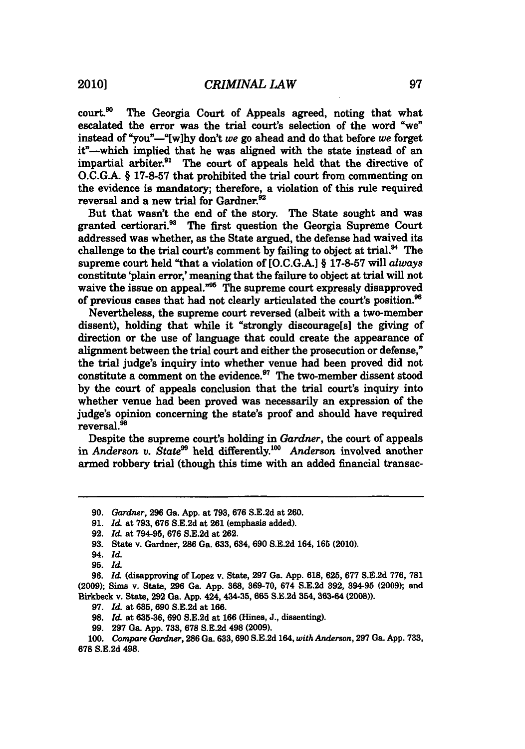court.[90] The Georgia Court of Appeals agreed, noting that what escalated the error was the trial court's selection of the word "we" instead of "you"—"[w]hy don't *we* go ahead and do that before *we* forget it"—which implied that he was aligned with the state instead of an impartial arbiter.[91] The court of appeals held that the directive of O.C.G.A. § 17-8-57 that prohibited the trial court from commenting on the evidence is mandatory; therefore, a violation of this rule required reversal and a new trial for Gardner.[92]

But that wasn't the end of the story. The State sought and was granted certiorari.[93] The first question the Georgia Supreme Court addressed was whether, as the State argued, the defense had waived its challenge to the trial court's comment by failing to object at trial.[94] The supreme court held "that a violation of [O.C.G.A.] § 17-8-57 will *always* constitute 'plain error,' meaning that the failure to object at trial will not waive the issue on appeal."[95] The supreme court expressly disapproved of previous cases that had not clearly articulated the court's position.[96]

Nevertheless, the supreme court reversed (albeit with a two-member dissent), holding that while it "strongly discourage[s] the giving of direction or the use of language that could create the appearance of alignment between the trial court and either the prosecution or defense," the trial judge's inquiry into whether venue had been proved did not constitute a comment on the evidence.[97] The two-member dissent stood by the court of appeals conclusion that the trial court's inquiry into whether venue had been proved was necessarily an expression of the judge's opinion concerning the state's proof and should have required reversal.[98]

Despite the supreme court's holding in *Gardner*, the court of appeals in *Anderson v. State*[99] held differently.[100] *Anderson* involved another armed robbery trial (though this time with an added financial transac-

---

90. *Gardner*, 296 Ga. App. at 793, 676 S.E.2d at 260.

91. *Id.* at 793, 676 S.E.2d at 261 (emphasis added).

92. *Id.* at 794-95, 676 S.E.2d at 262.

93. State v. Gardner, 286 Ga. 633, 634, 690 S.E.2d 164, 165 (2010).

94. *Id.*

95. *Id.*

96. *Id.* (disapproving of Lopez v. State, 297 Ga. App. 618, 625, 677 S.E.2d 776, 781 (2009); Sims v. State, 296 Ga. App. 368, 369-70, 674 S.E.2d 392, 394-95 (2009); and Birkbeck v. State, 292 Ga. App. 424, 434-35, 665 S.E.2d 354, 363-64 (2008)).

97. *Id.* at 635, 690 S.E.2d at 166.

98. *Id.* at 635-36, 690 S.E.2d at 166 (Hines, J., dissenting).

99. 297 Ga. App. 733, 678 S.E.2d 498 (2009).

100. *Compare Gardner*, 286 Ga. 633, 690 S.E.2d 164, *with Anderson*, 297 Ga. App. 733, 678 S.E.2d 498.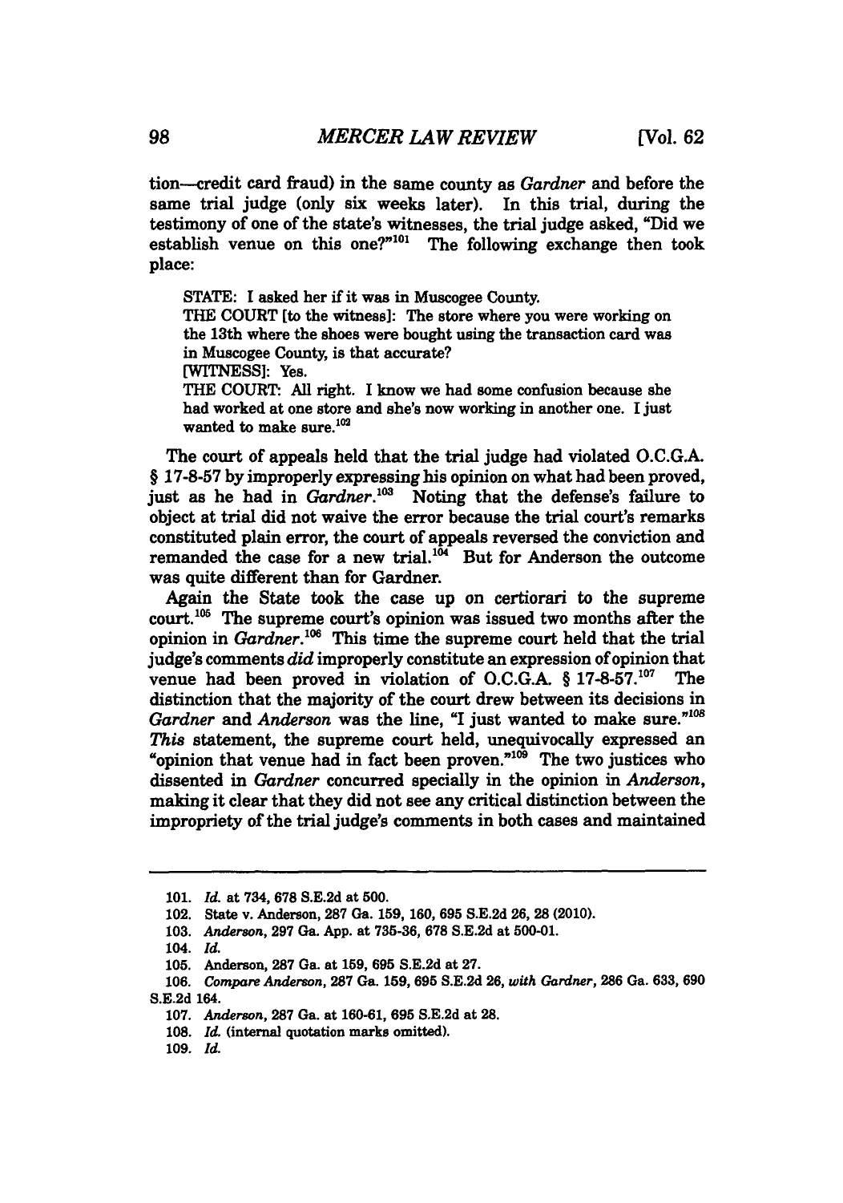tion—credit card fraud) in the same county as *Gardner* and before the same trial judge (only six weeks later). In this trial, during the testimony of one of the state's witnesses, the trial judge asked, "Did we establish venue on this one?"[101] The following exchange then took place:

> STATE: I asked her if it was in Muscogee County.
> THE COURT [to the witness]: The store where you were working on the 13th where the shoes were bought using the transaction card was in Muscogee County, is that accurate?
> [WITNESS]: Yes.
> THE COURT: All right. I know we had some confusion because she had worked at one store and she's now working in another one. I just wanted to make sure.[102]

The court of appeals held that the trial judge had violated O.C.G.A. § 17-8-57 by improperly expressing his opinion on what had been proved, just as he had in *Gardner*.[103] Noting that the defense's failure to object at trial did not waive the error because the trial court's remarks constituted plain error, the court of appeals reversed the conviction and remanded the case for a new trial.[104] But for Anderson the outcome was quite different than for Gardner.

Again the State took the case up on certiorari to the supreme court.[105] The supreme court's opinion was issued two months after the opinion in *Gardner*.[106] This time the supreme court held that the trial judge's comments *did* improperly constitute an expression of opinion that venue had been proved in violation of O.C.G.A. § 17-8-57.[107] The distinction that the majority of the court drew between its decisions in *Gardner* and *Anderson* was the line, "I just wanted to make sure."[108] *This* statement, the supreme court held, unequivocally expressed an "opinion that venue had in fact been proven."[109] The two justices who dissented in *Gardner* concurred specially in the opinion in *Anderson*, making it clear that they did not see any critical distinction between the impropriety of the trial judge's comments in both cases and maintained

---

101. *Id.* at 734, 678 S.E.2d at 500.

102. State v. Anderson, 287 Ga. 159, 160, 695 S.E.2d 26, 28 (2010).

103. *Anderson*, 297 Ga. App. at 735-36, 678 S.E.2d at 500-01.

104. *Id.*

105. Anderson, 287 Ga. at 159, 695 S.E.2d at 27.

106. *Compare Anderson*, 287 Ga. 159, 695 S.E.2d 26, *with Gardner*, 286 Ga. 633, 690 S.E.2d 164.

107. *Anderson*, 287 Ga. at 160-61, 695 S.E.2d at 28.

108. *Id.* (internal quotation marks omitted).

109. *Id.*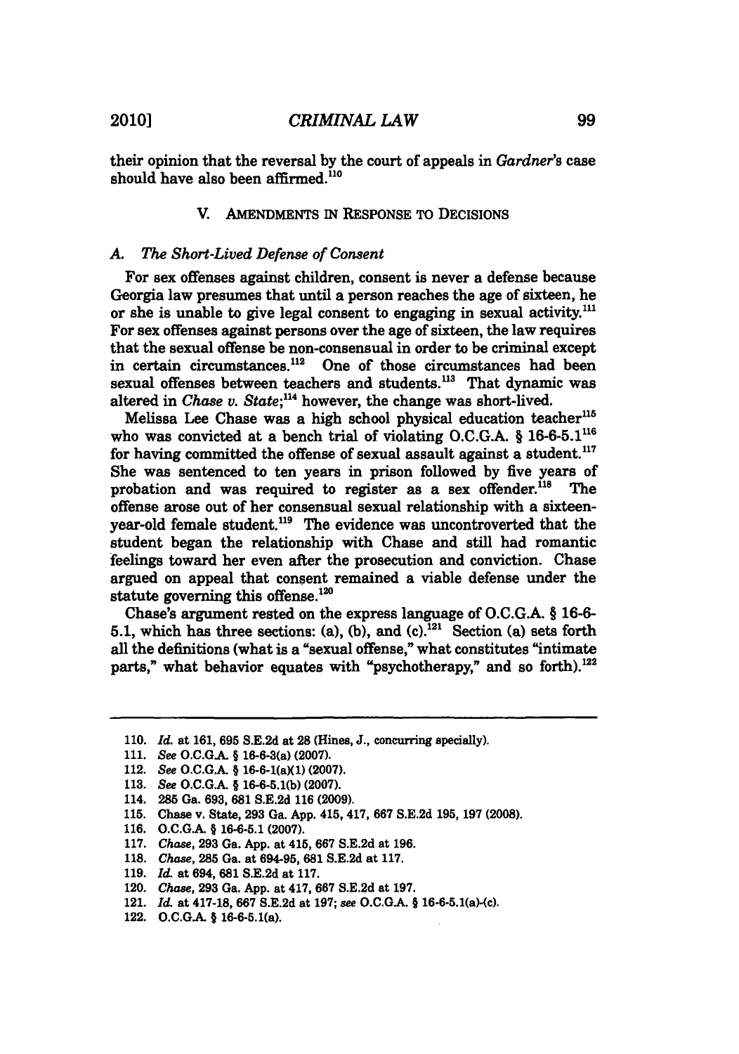their opinion that the reversal by the court of appeals in *Gardner's* case should have also been affirmed.[110]

## V. AMENDMENTS IN RESPONSE TO DECISIONS

### *A. The Short-Lived Defense of Consent*

For sex offenses against children, consent is never a defense because Georgia law presumes that until a person reaches the age of sixteen, he or she is unable to give legal consent to engaging in sexual activity.[111] For sex offenses against persons over the age of sixteen, the law requires that the sexual offense be non-consensual in order to be criminal except in certain circumstances.[112] One of those circumstances had been sexual offenses between teachers and students.[113] That dynamic was altered in *Chase v. State*;[114] however, the change was short-lived.

Melissa Lee Chase was a high school physical education teacher[115] who was convicted at a bench trial of violating O.C.G.A. § 16-6-5.1[116] for having committed the offense of sexual assault against a student.[117] She was sentenced to ten years in prison followed by five years of probation and was required to register as a sex offender.[118] The offense arose out of her consensual sexual relationship with a sixteen-year-old female student.[119] The evidence was uncontroverted that the student began the relationship with Chase and still had romantic feelings toward her even after the prosecution and conviction. Chase argued on appeal that consent remained a viable defense under the statute governing this offense.[120]

Chase's argument rested on the express language of O.C.G.A. § 16-6-5.1, which has three sections: (a), (b), and (c).[121] Section (a) sets forth all the definitions (what is a "sexual offense," what constitutes "intimate parts," what behavior equates with "psychotherapy," and so forth).[122]

---

110. *Id.* at 161, 695 S.E.2d at 28 (Hines, J., concurring specially).

111. *See* O.C.G.A. § 16-6-3(a) (2007).

112. *See* O.C.G.A. § 16-6-1(a)(1) (2007).

113. *See* O.C.G.A. § 16-6-5.1(b) (2007).

114. 285 Ga. 693, 681 S.E.2d 116 (2009).

115. Chase v. State, 293 Ga. App. 415, 417, 667 S.E.2d 195, 197 (2008).

116. O.C.G.A. § 16-6-5.1 (2007).

117. *Chase*, 293 Ga. App. at 415, 667 S.E.2d at 196.

118. *Chase*, 285 Ga. at 694-95, 681 S.E.2d at 117.

119. *Id.* at 694, 681 S.E.2d at 117.

120. *Chase*, 293 Ga. App. at 417, 667 S.E.2d at 197.

121. *Id.* at 417-18, 667 S.E.2d at 197; *see* O.C.G.A. § 16-6-5.1(a)-(c).

122. O.C.G.A. § 16-6-5.1(a).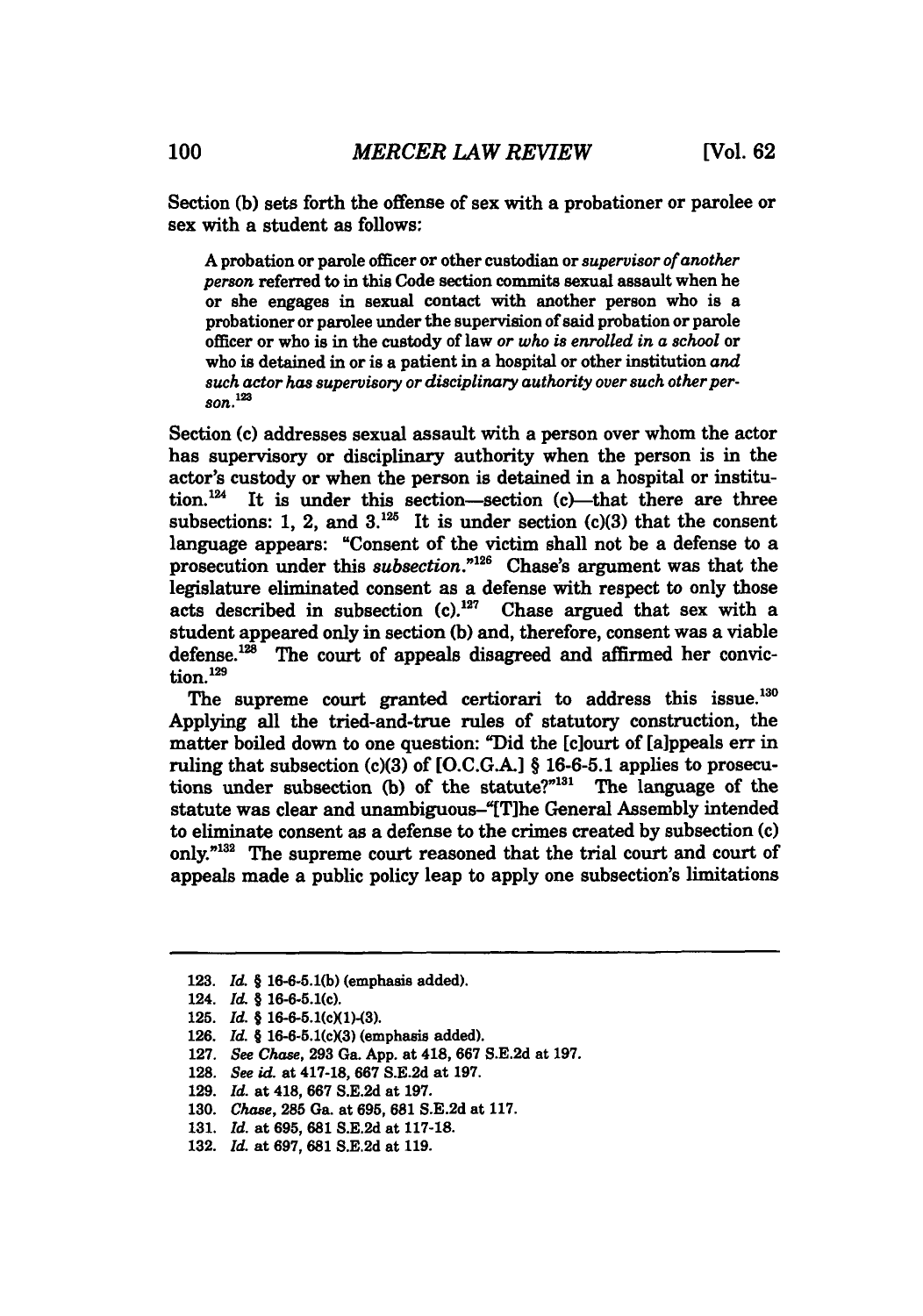Section (b) sets forth the offense of sex with a probationer or parolee or sex with a student as follows:

> A probation or parole officer or other custodian or *supervisor of another person* referred to in this Code section commits sexual assault when he or she engages in sexual contact with another person who is a probationer or parolee under the supervision of said probation or parole officer or who is in the custody of law *or who is enrolled in a school* or who is detained in or is a patient in a hospital or other institution *and such actor has supervisory or disciplinary authority over such other person.*[123]

Section (c) addresses sexual assault with a person over whom the actor has supervisory or disciplinary authority when the person is in the actor's custody or when the person is detained in a hospital or institution.[124] It is under this section—section (c)—that there are three subsections: 1, 2, and 3.[125] It is under section (c)(3) that the consent language appears: "Consent of the victim shall not be a defense to a prosecution under this *subsection*."[126] Chase's argument was that the legislature eliminated consent as a defense with respect to only those acts described in subsection (c).[127] Chase argued that sex with a student appeared only in section (b) and, therefore, consent was a viable defense.[128] The court of appeals disagreed and affirmed her conviction.[129]

The supreme court granted certiorari to address this issue.[130] Applying all the tried-and-true rules of statutory construction, the matter boiled down to one question: "Did the [c]ourt of [a]ppeals err in ruling that subsection (c)(3) of [O.C.G.A.] § 16-6-5.1 applies to prosecutions under subsection (b) of the statute?"[131] The language of the statute was clear and unambiguous–"[T]he General Assembly intended to eliminate consent as a defense to the crimes created by subsection (c) only."[132] The supreme court reasoned that the trial court and court of appeals made a public policy leap to apply one subsection's limitations

---

123. *Id.* § 16-6-5.1(b) (emphasis added).
124. *Id.* § 16-6-5.1(c).
125. *Id.* § 16-6-5.1(c)(1)-(3).
126. *Id.* § 16-6-5.1(c)(3) (emphasis added).
127. *See Chase*, 293 Ga. App. at 418, 667 S.E.2d at 197.
128. *See id.* at 417-18, 667 S.E.2d at 197.
129. *Id.* at 418, 667 S.E.2d at 197.
130. *Chase*, 285 Ga. at 695, 681 S.E.2d at 117.
131. *Id.* at 695, 681 S.E.2d at 117-18.
132. *Id.* at 697, 681 S.E.2d at 119.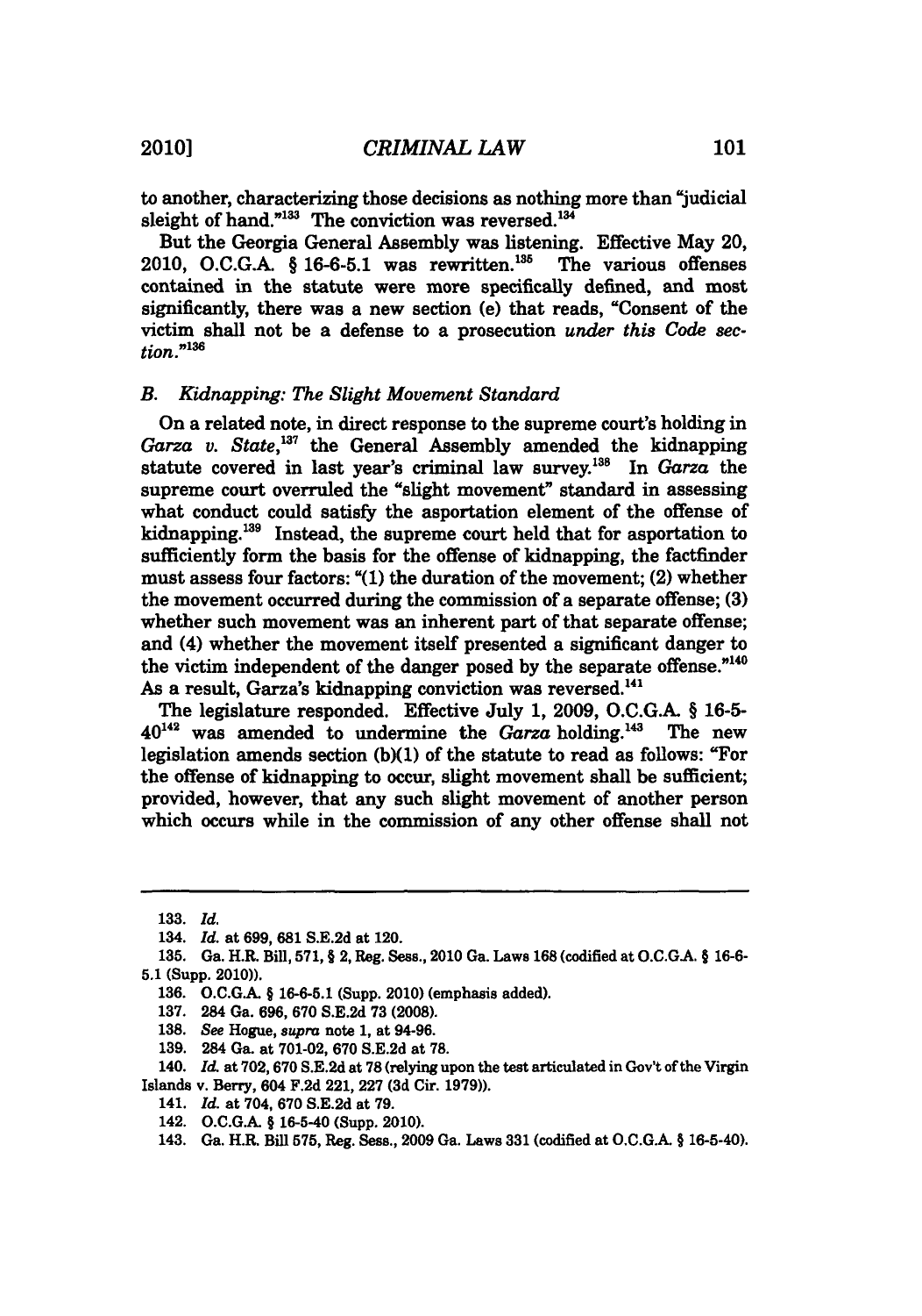to another, characterizing those decisions as nothing more than "judicial sleight of hand."[133] The conviction was reversed.[134]

But the Georgia General Assembly was listening. Effective May 20, 2010, O.C.G.A. § 16-6-5.1 was rewritten.[135] The various offenses contained in the statute were more specifically defined, and most significantly, there was a new section (e) that reads, "Consent of the victim shall not be a defense to a prosecution *under this Code section*."[136]

### *B. Kidnapping: The Slight Movement Standard*

On a related note, in direct response to the supreme court's holding in *Garza v. State*,[137] the General Assembly amended the kidnapping statute covered in last year's criminal law survey.[138] In *Garza* the supreme court overruled the "slight movement" standard in assessing what conduct could satisfy the asportation element of the offense of kidnapping.[139] Instead, the supreme court held that for asportation to sufficiently form the basis for the offense of kidnapping, the factfinder must assess four factors: "(1) the duration of the movement; (2) whether the movement occurred during the commission of a separate offense; (3) whether such movement was an inherent part of that separate offense; and (4) whether the movement itself presented a significant danger to the victim independent of the danger posed by the separate offense."[140] As a result, Garza's kidnapping conviction was reversed.[141]

The legislature responded. Effective July 1, 2009, O.C.G.A. § 16-5-40[142] was amended to undermine the *Garza* holding.[143] The new legislation amends section (b)(1) of the statute to read as follows: "For the offense of kidnapping to occur, slight movement shall be sufficient; provided, however, that any such slight movement of another person which occurs while in the commission of any other offense shall not

---

133. *Id.*

134. *Id.* at 699, 681 S.E.2d at 120.

135. Ga. H.R. Bill, 571, § 2, Reg. Sess., 2010 Ga. Laws 168 (codified at O.C.G.A. § 16-6-5.1 (Supp. 2010)).

136. O.C.G.A. § 16-6-5.1 (Supp. 2010) (emphasis added).

137. 284 Ga. 696, 670 S.E.2d 73 (2008).

138. *See* Hogue, *supra* note 1, at 94-96.

139. 284 Ga. at 701-02, 670 S.E.2d at 78.

140. *Id.* at 702, 670 S.E.2d at 78 (relying upon the test articulated in Gov't of the Virgin Islands v. Berry, 604 F.2d 221, 227 (3d Cir. 1979)).

141. *Id.* at 704, 670 S.E.2d at 79.

142. O.C.G.A. § 16-5-40 (Supp. 2010).

143. Ga. H.R. Bill 575, Reg. Sess., 2009 Ga. Laws 331 (codified at O.C.G.A. § 16-5-40).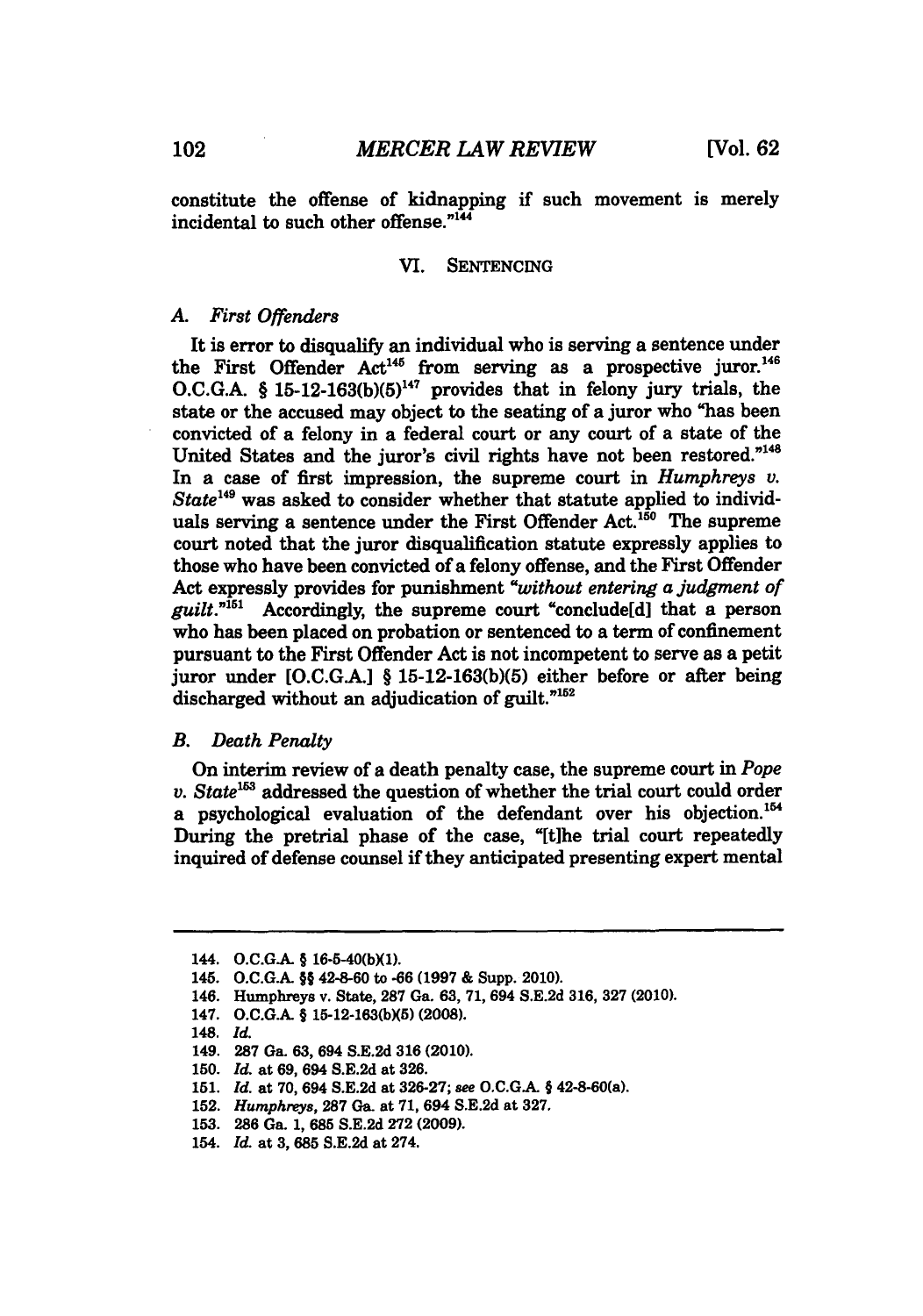constitute the offense of kidnapping if such movement is merely incidental to such other offense."[144]

## VI. SENTENCING

### *A. First Offenders*

It is error to disqualify an individual who is serving a sentence under the First Offender Act[145] from serving as a prospective juror.[146] O.C.G.A. § 15-12-163(b)(5)[147] provides that in felony jury trials, the state or the accused may object to the seating of a juror who "has been convicted of a felony in a federal court or any court of a state of the United States and the juror's civil rights have not been restored."[148] In a case of first impression, the supreme court in *Humphreys v. State*[149] was asked to consider whether that statute applied to individuals serving a sentence under the First Offender Act.[150] The supreme court noted that the juror disqualification statute expressly applies to those who have been convicted of a felony offense, and the First Offender Act expressly provides for punishment "*without entering a judgment of guilt*."[151] Accordingly, the supreme court "conclude[d] that a person who has been placed on probation or sentenced to a term of confinement pursuant to the First Offender Act is not incompetent to serve as a petit juror under [O.C.G.A.] § 15-12-163(b)(5) either before or after being discharged without an adjudication of guilt."[152]

### *B. Death Penalty*

On interim review of a death penalty case, the supreme court in *Pope v. State*[153] addressed the question of whether the trial court could order a psychological evaluation of the defendant over his objection.[154] During the pretrial phase of the case, "[t]he trial court repeatedly inquired of defense counsel if they anticipated presenting expert mental

---

144. O.C.G.A. § 16-5-40(b)(1).
145. O.C.G.A. §§ 42-8-60 to -66 (1997 & Supp. 2010).
146. Humphreys v. State, 287 Ga. 63, 71, 694 S.E.2d 316, 327 (2010).
147. O.C.G.A. § 15-12-163(b)(5) (2008).
148. *Id.*
149. 287 Ga. 63, 694 S.E.2d 316 (2010).
150. *Id.* at 69, 694 S.E.2d at 326.
151. *Id.* at 70, 694 S.E.2d at 326-27; *see* O.C.G.A. § 42-8-60(a).
152. *Humphreys*, 287 Ga. at 71, 694 S.E.2d at 327.
153. 286 Ga. 1, 685 S.E.2d 272 (2009).
154. *Id.* at 3, 685 S.E.2d at 274.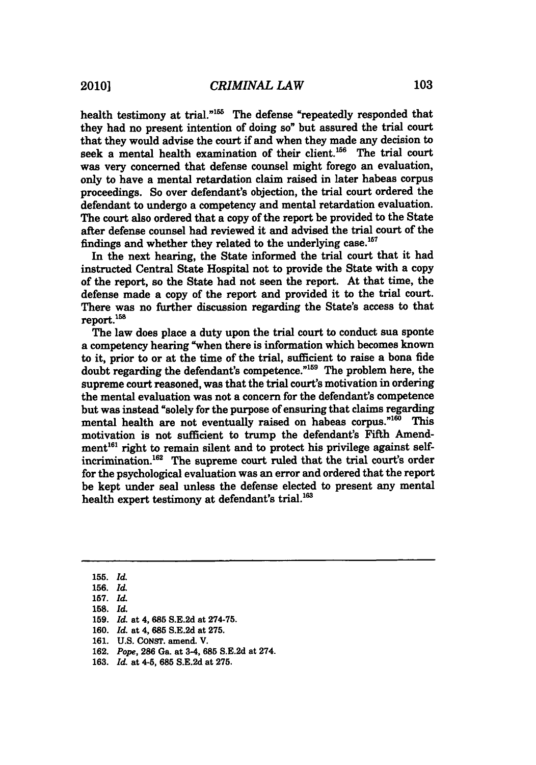health testimony at trial."[155] The defense "repeatedly responded that they had no present intention of doing so" but assured the trial court that they would advise the court if and when they made any decision to seek a mental health examination of their client.[156] The trial court was very concerned that defense counsel might forego an evaluation, only to have a mental retardation claim raised in later habeas corpus proceedings. So over defendant's objection, the trial court ordered the defendant to undergo a competency and mental retardation evaluation. The court also ordered that a copy of the report be provided to the State after defense counsel had reviewed it and advised the trial court of the findings and whether they related to the underlying case.[157]

In the next hearing, the State informed the trial court that it had instructed Central State Hospital not to provide the State with a copy of the report, so the State had not seen the report. At that time, the defense made a copy of the report and provided it to the trial court. There was no further discussion regarding the State's access to that report.[158]

The law does place a duty upon the trial court to conduct sua sponte a competency hearing "when there is information which becomes known to it, prior to or at the time of the trial, sufficient to raise a bona fide doubt regarding the defendant's competence."[159] The problem here, the supreme court reasoned, was that the trial court's motivation in ordering the mental evaluation was not a concern for the defendant's competence but was instead "solely for the purpose of ensuring that claims regarding mental health are not eventually raised on habeas corpus."[160] This motivation is not sufficient to trump the defendant's Fifth Amendment[161] right to remain silent and to protect his privilege against self-incrimination.[162] The supreme court ruled that the trial court's order for the psychological evaluation was an error and ordered that the report be kept under seal unless the defense elected to present any mental health expert testimony at defendant's trial.[163]

---

155. *Id.*
156. *Id.*
157. *Id.*
158. *Id.*
159. *Id.* at 4, 685 S.E.2d at 274-75.
160. *Id.* at 4, 685 S.E.2d at 275.
161. U.S. CONST. amend. V.
162. *Pope*, 286 Ga. at 3-4, 685 S.E.2d at 274.
163. *Id.* at 4-5, 685 S.E.2d at 275.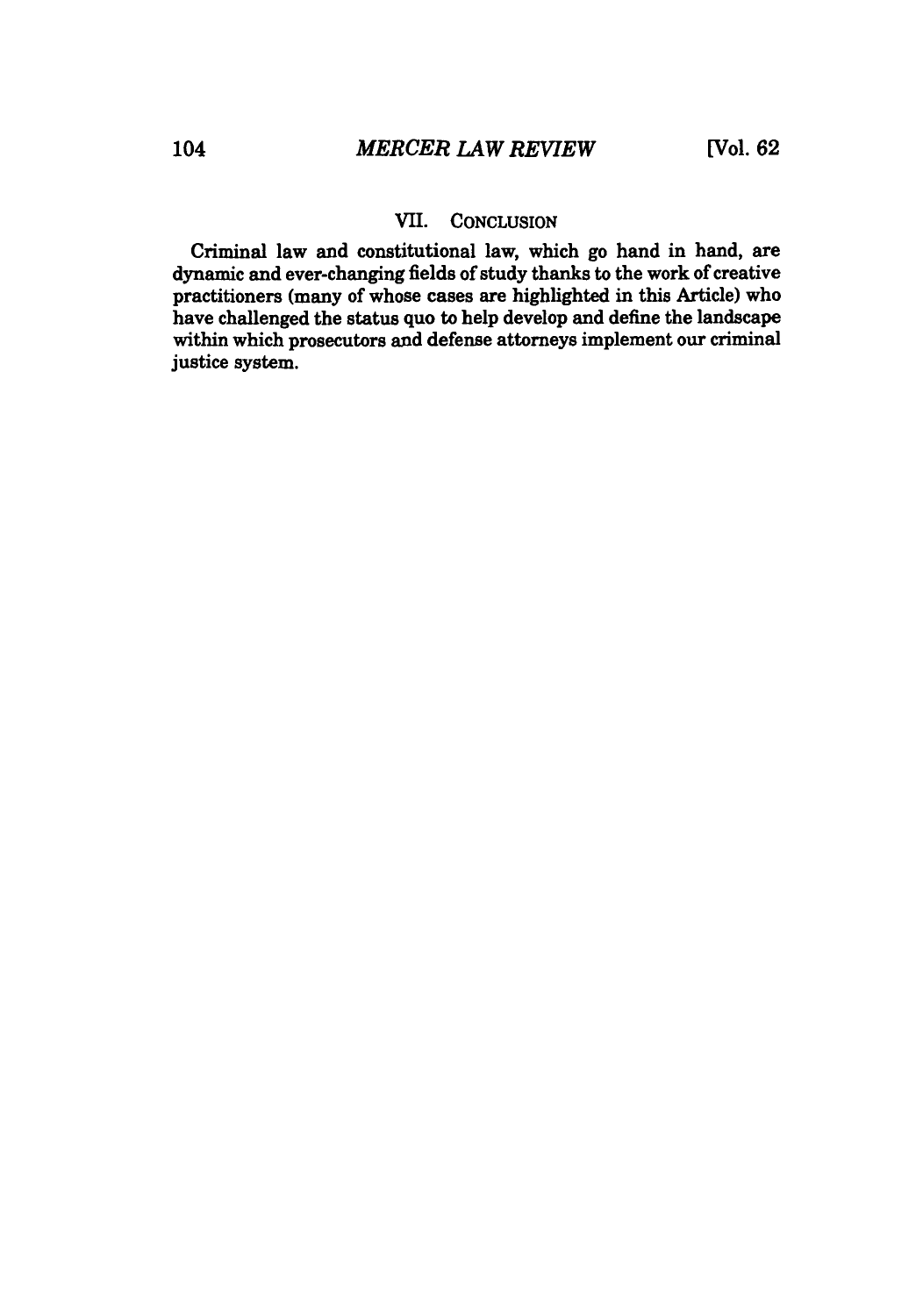## VII. CONCLUSION

Criminal law and constitutional law, which go hand in hand, are dynamic and ever-changing fields of study thanks to the work of creative practitioners (many of whose cases are highlighted in this Article) who have challenged the status quo to help develop and define the landscape within which prosecutors and defense attorneys implement our criminal justice system.